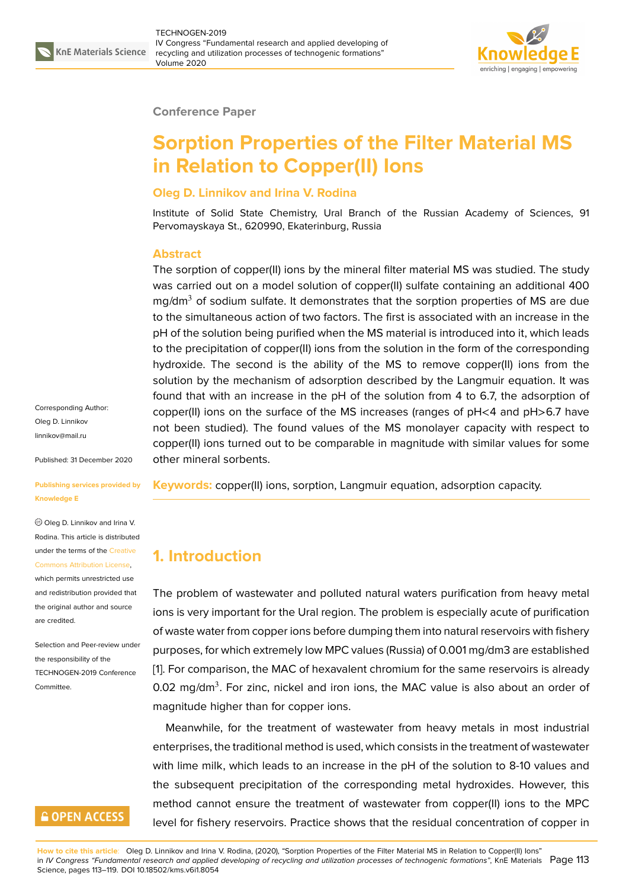Conference Paper

# Sorption Properties of the Filter Material MS in Relation to Copper(II) Ions

**Oleg D. Linnikov and Irina V. Rodina**

Institute of Solid State Chemistry, Ural Branch of the Russian Academy of Sciences, 91 Pervomayskaya St., 620990, Ekaterinburg, Russia

## Abstract

The sorption of copper(II) ions by the mineral filter material MS was studied. The study was carried out on a model solution of copper(II) sulfate containing an additional 400 mg/dm$^3$ of sodium sulfate. It demonstrates that the sorption properties of MS are due to the simultaneous action of two factors. The first is associated with an increase in the pH of the solution being purified when the MS material is introduced into it, which leads to the precipitation of copper(II) ions from the solution in the form of the corresponding hydroxide. The second is the ability of the MS to remove copper(II) ions from the solution by the mechanism of adsorption described by the Langmuir equation. It was found that with an increase in the pH of the solution from 4 to 6.7, the adsorption of copper(II) ions on the surface of the MS increases (ranges of pH<4 and pH>6.7 have not been studied). The found values of the MS monolayer capacity with respect to copper(II) ions turned out to be comparable in magnitude with similar values for some other mineral sorbents.

**Keywords:** copper(II) ions, sorption, Langmuir equation, adsorption capacity.

Corresponding Author: Oleg D. Linnikov linnikov@mail.ru

Published: 31 December 2020

Publishing services provided by Knowledge E

Oleg D. Linnikov and Irina V. Rodina. This article is distributed under the terms of the Creative Commons Attribution License, which permits unrestricted use and redistribution provided that the original author and source are credited.

Selection and Peer-review under the responsibility of the TECHNOGEN-2019 Conference Committee.

## 1. Introduction

The problem of wastewater and polluted natural waters purification from heavy metal ions is very important for the Ural region. The problem is especially acute of purification of waste water from copper ions before dumping them into natural reservoirs with fishery purposes, for which extremely low MPC values (Russia) of 0.001 mg/dm3 are established [1]. For comparison, the MAC of hexavalent chromium for the same reservoirs is already 0.02 mg/dm$^3$. For zinc, nickel and iron ions, the MAC value is also about an order of magnitude higher than for copper ions.

Meanwhile, for the treatment of wastewater from heavy metals in most industrial enterprises, the traditional method is used, which consists in the treatment of wastewater with lime milk, which leads to an increase in the pH of the solution to 8-10 values and the subsequent precipitation of the corresponding metal hydroxides. However, this method cannot ensure the treatment of wastewater from copper(II) ions to the MPC level for fishery reservoirs. Practice shows that the residual concentration of copper in

**How to cite this article**: Oleg D. Linnikov and Irina V. Rodina, (2020), "Sorption Properties of the Filter Material MS in Relation to Copper(II) Ions" in *IV Congress "Fundamental research and applied developing of recycling and utilization processes of technogenic formations"*, KnE Materials Science, pages 113–119. DOI 10.18502/kms.v6i1.8054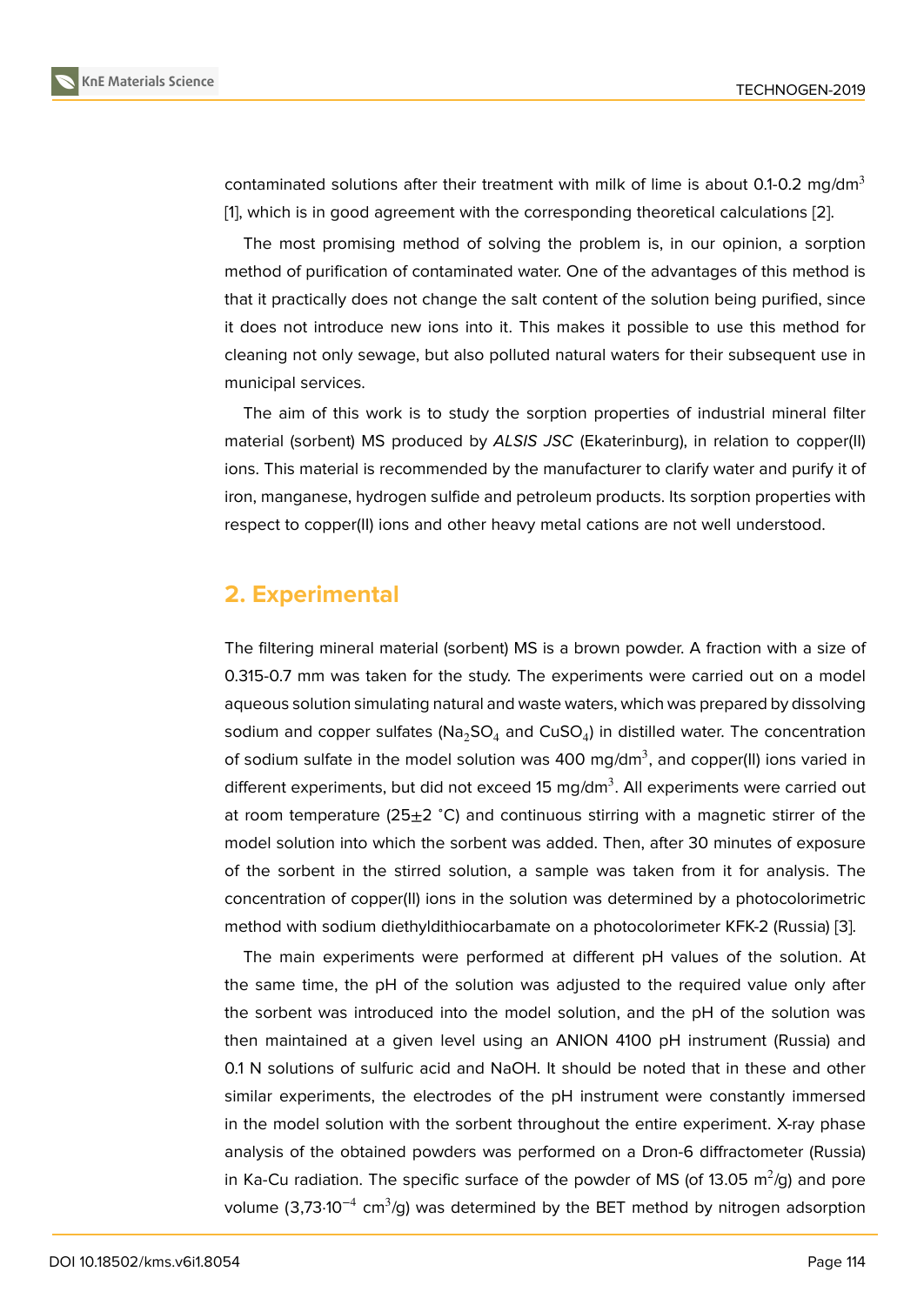contaminated solutions after their treatment with milk of lime is about 0.1-0.2 mg/dm$^3$ [1], which is in good agreement with the corresponding theoretical calculations [2].

The most promising method of solving the problem is, in our opinion, a sorption method of purification of contaminated water. One of the advantages of this method is that it practically does not change the salt content of the solution being purified, since it does not introduce new ions into it. This makes it possible to use this method for cleaning not only sewage, but also polluted natural waters for their subsequent use in municipal services.

The aim of this work is to study the sorption properties of industrial mineral filter material (sorbent) MS produced by *ALSIS JSC* (Ekaterinburg), in relation to copper(II) ions. This material is recommended by the manufacturer to clarify water and purify it of iron, manganese, hydrogen sulfide and petroleum products. Its sorption properties with respect to copper(II) ions and other heavy metal cations are not well understood.

## 2. Experimental

The filtering mineral material (sorbent) MS is a brown powder. A fraction with a size of 0.315-0.7 mm was taken for the study. The experiments were carried out on a model aqueous solution simulating natural and waste waters, which was prepared by dissolving sodium and copper sulfates ($Na_2SO_4$ and $CuSO_4$) in distilled water. The concentration of sodium sulfate in the model solution was 400 mg/dm$^3$, and copper(II) ions varied in different experiments, but did not exceed 15 mg/dm$^3$. All experiments were carried out at room temperature (25$\pm$2 °C) and continuous stirring with a magnetic stirrer of the model solution into which the sorbent was added. Then, after 30 minutes of exposure of the sorbent in the stirred solution, a sample was taken from it for analysis. The concentration of copper(II) ions in the solution was determined by a photocolorimetric method with sodium diethyldithiocarbamate on a photocolorimeter KFK-2 (Russia) [3].

The main experiments were performed at different pH values of the solution. At the same time, the pH of the solution was adjusted to the required value only after the sorbent was introduced into the model solution, and the pH of the solution was then maintained at a given level using an ANION 4100 pH instrument (Russia) and 0.1 N solutions of sulfuric acid and NaOH. It should be noted that in these and other similar experiments, the electrodes of the pH instrument were constantly immersed in the model solution with the sorbent throughout the entire experiment. X-ray phase analysis of the obtained powders was performed on a Dron-6 diffractometer (Russia) in Ka-Cu radiation. The specific surface of the powder of MS (of 13.05 m$^2$/g) and pore volume (3,73·10$^{-4}$ cm$^3$/g) was determined by the BET method by nitrogen adsorption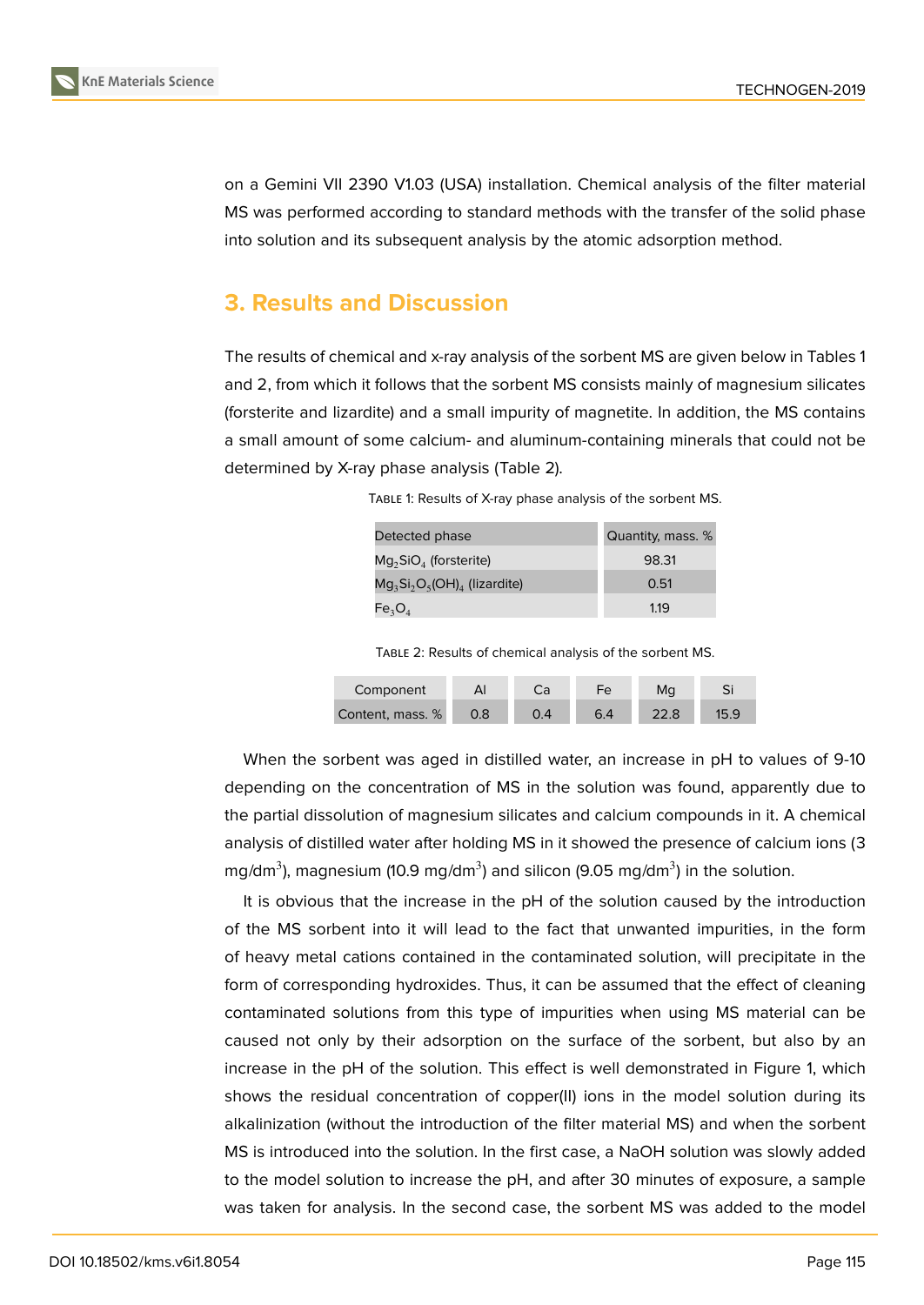on a Gemini VII 2390 V1.03 (USA) installation. Chemical analysis of the filter material MS was performed according to standard methods with the transfer of the solid phase into solution and its subsequent analysis by the atomic adsorption method.

## 3. Results and Discussion

The results of chemical and x-ray analysis of the sorbent MS are given below in Tables 1 and 2, from which it follows that the sorbent MS consists mainly of magnesium silicates (forsterite and lizardite) and a small impurity of magnetite. In addition, the MS contains a small amount of some calcium- and aluminum-containing minerals that could not be determined by X-ray phase analysis (Table 2).

Table 1: Results of X-ray phase analysis of the sorbent MS.

| Detected phase | Quantity, mass. % |
|---|---|
| $Mg_2SiO_4$ (forsterite) | 98.31 |
| $Mg_3Si_2O_5(OH)_4$ (lizardite) | 0.51 |
| $Fe_3O_4$ | 1.19 |

Table 2: Results of chemical analysis of the sorbent MS.

| Component | Al | Ca | Fe | Mg | Si |
|---|---|---|---|---|---|
| Content, mass. % | 0.8 | 0.4 | 6.4 | 22.8 | 15.9 |

When the sorbent was aged in distilled water, an increase in pH to values of 9-10 depending on the concentration of MS in the solution was found, apparently due to the partial dissolution of magnesium silicates and calcium compounds in it. A chemical analysis of distilled water after holding MS in it showed the presence of calcium ions (3 mg/dm$^3$), magnesium (10.9 mg/dm$^3$) and silicon (9.05 mg/dm$^3$) in the solution.

It is obvious that the increase in the pH of the solution caused by the introduction of the MS sorbent into it will lead to the fact that unwanted impurities, in the form of heavy metal cations contained in the contaminated solution, will precipitate in the form of corresponding hydroxides. Thus, it can be assumed that the effect of cleaning contaminated solutions from this type of impurities when using MS material can be caused not only by their adsorption on the surface of the sorbent, but also by an increase in the pH of the solution. This effect is well demonstrated in Figure 1, which shows the residual concentration of copper(II) ions in the model solution during its alkalinization (without the introduction of the filter material MS) and when the sorbent MS is introduced into the solution. In the first case, a NaOH solution was slowly added to the model solution to increase the pH, and after 30 minutes of exposure, a sample was taken for analysis. In the second case, the sorbent MS was added to the model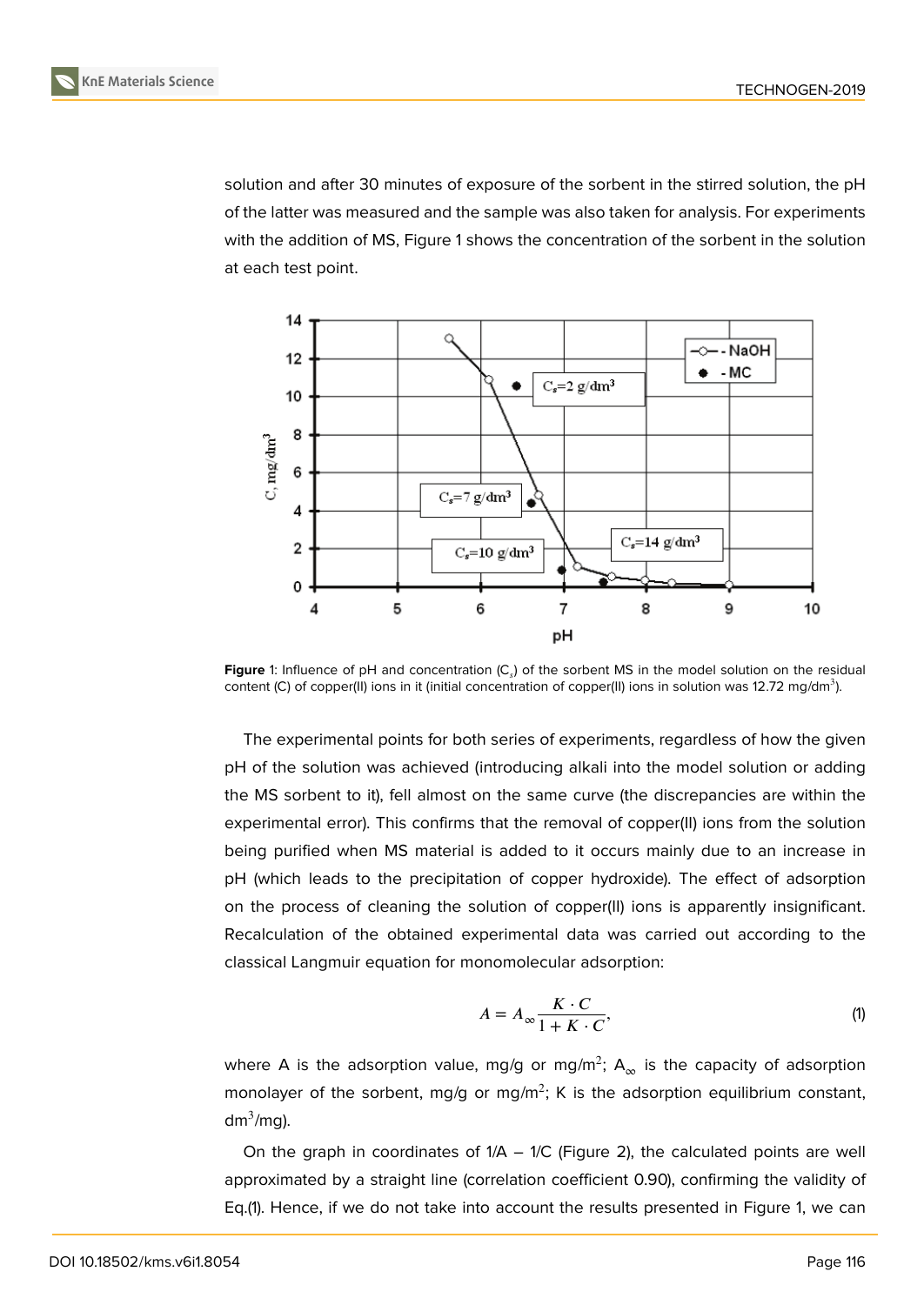solution and after 30 minutes of exposure of the sorbent in the stirred solution, the pH of the latter was measured and the sample was also taken for analysis. For experiments with the addition of MS, Figure 1 shows the concentration of the sorbent in the solution at each test point.

**Figure** 1: Influence of pH and concentration ($C_s$) of the sorbent MS in the model solution on the residual content (C) of copper(II) ions in it (initial concentration of copper(II) ions in solution was 12.72 mg/dm$^3$).

The experimental points for both series of experiments, regardless of how the given pH of the solution was achieved (introducing alkali into the model solution or adding the MS sorbent to it), fell almost on the same curve (the discrepancies are within the experimental error). This confirms that the removal of copper(II) ions from the solution being purified when MS material is added to it occurs mainly due to an increase in pH (which leads to the precipitation of copper hydroxide). The effect of adsorption on the process of cleaning the solution of copper(II) ions is apparently insignificant. Recalculation of the obtained experimental data was carried out according to the classical Langmuir equation for monomolecular adsorption:

$$A = A_{\infty} \frac{K \cdot C}{1 + K \cdot C}, \tag{1}$$

where A is the adsorption value, mg/g or mg/m$^2$; $A_{\infty}$ is the capacity of adsorption monolayer of the sorbent, mg/g or mg/m$^2$; K is the adsorption equilibrium constant, dm$^3$/mg).

On the graph in coordinates of 1/A – 1/C (Figure 2), the calculated points are well approximated by a straight line (correlation coefficient 0.90), confirming the validity of Eq.(1). Hence, if we do not take into account the results presented in Figure 1, we can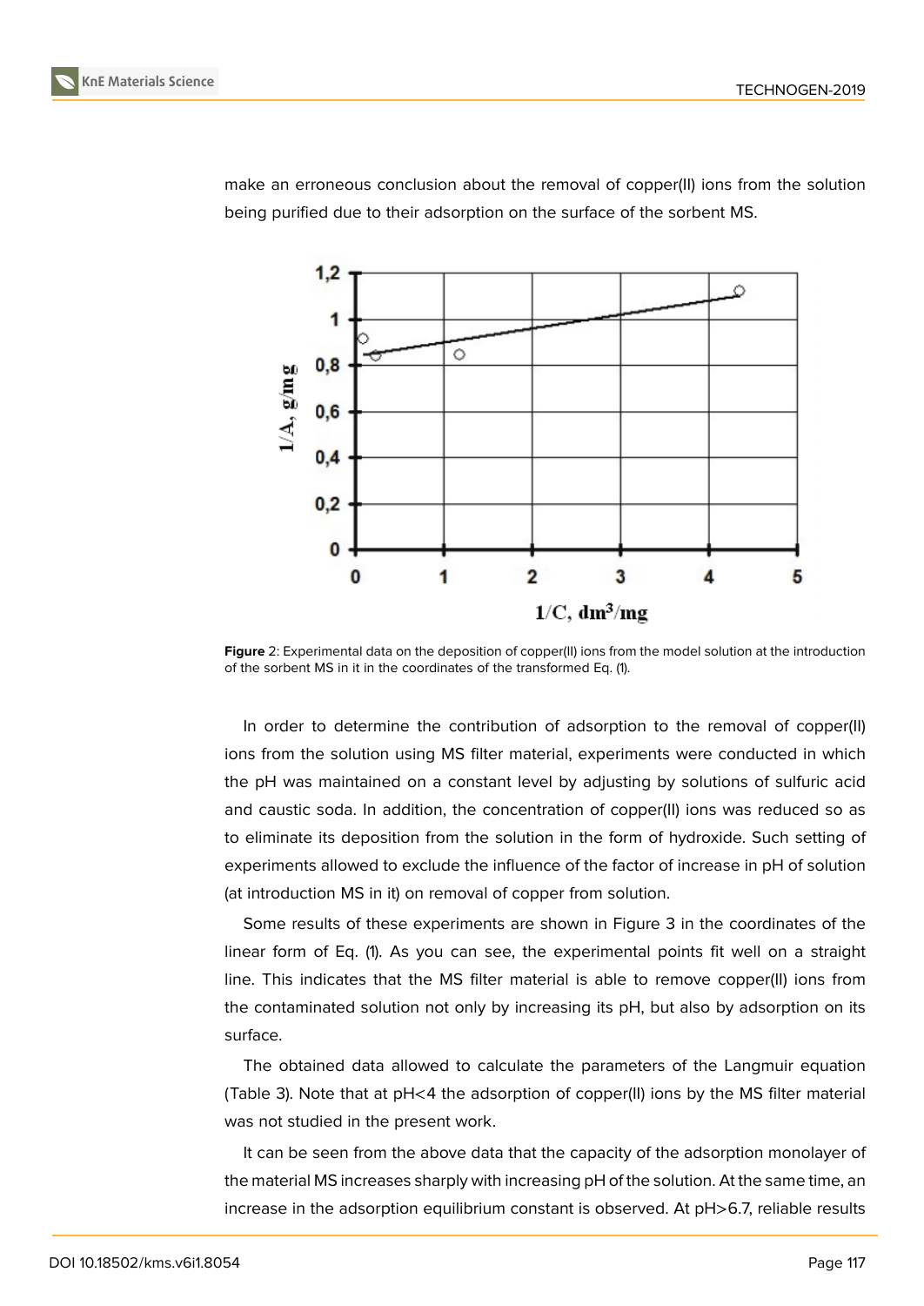make an erroneous conclusion about the removal of copper(II) ions from the solution being purified due to their adsorption on the surface of the sorbent MS.

**Figure** 2: Experimental data on the deposition of copper(II) ions from the model solution at the introduction of the sorbent MS in it in the coordinates of the transformed Eq. (1).

In order to determine the contribution of adsorption to the removal of copper(II) ions from the solution using MS filter material, experiments were conducted in which the pH was maintained on a constant level by adjusting by solutions of sulfuric acid and caustic soda. In addition, the concentration of copper(II) ions was reduced so as to eliminate its deposition from the solution in the form of hydroxide. Such setting of experiments allowed to exclude the influence of the factor of increase in pH of solution (at introduction MS in it) on removal of copper from solution.

Some results of these experiments are shown in Figure 3 in the coordinates of the linear form of Eq. (1). As you can see, the experimental points fit well on a straight line. This indicates that the MS filter material is able to remove copper(II) ions from the contaminated solution not only by increasing its pH, but also by adsorption on its surface.

The obtained data allowed to calculate the parameters of the Langmuir equation (Table 3). Note that at pH<4 the adsorption of copper(II) ions by the MS filter material was not studied in the present work.

It can be seen from the above data that the capacity of the adsorption monolayer of the material MS increases sharply with increasing pH of the solution. At the same time, an increase in the adsorption equilibrium constant is observed. At pH>6.7, reliable results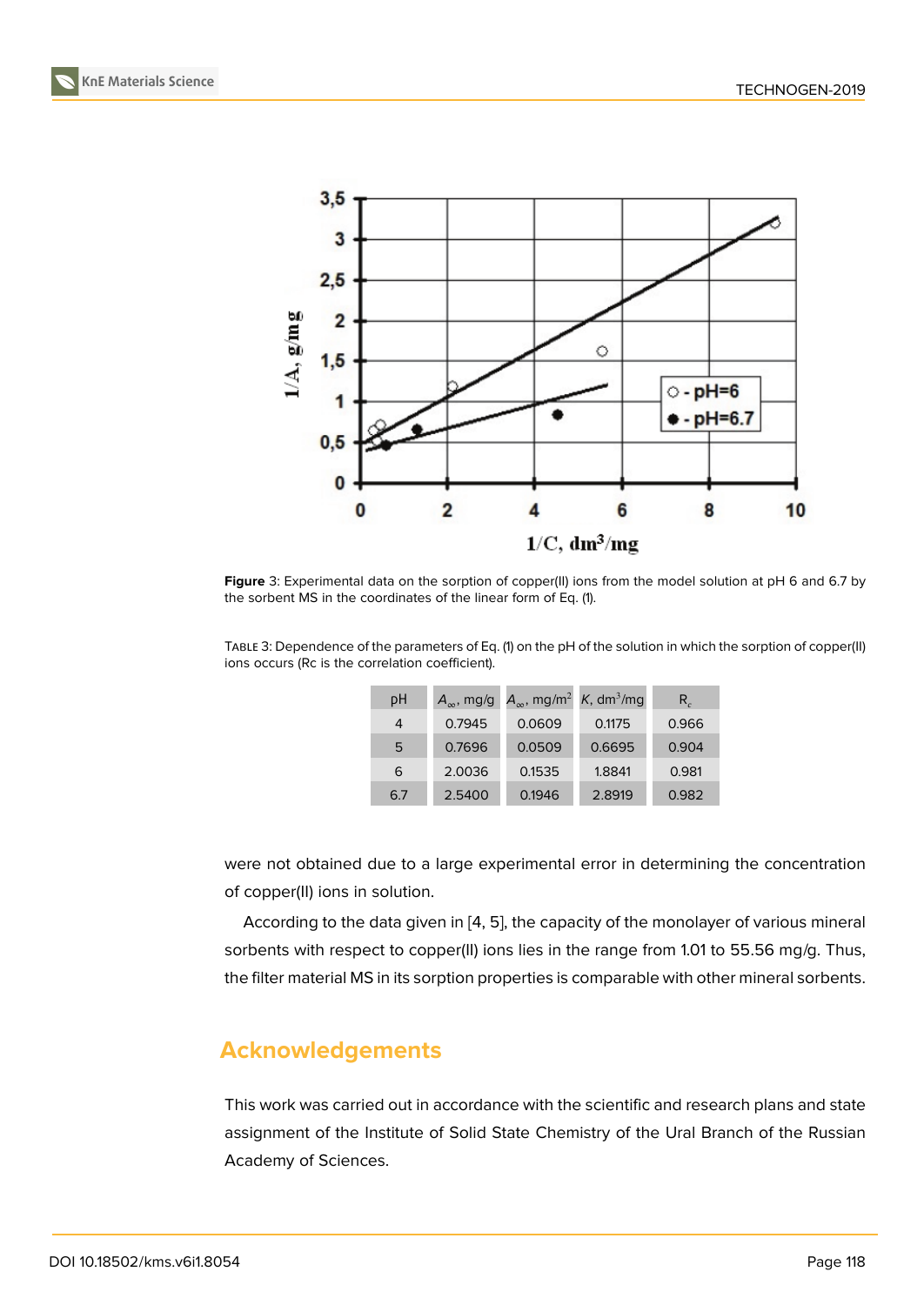**Figure** 3: Experimental data on the sorption of copper(II) ions from the model solution at pH 6 and 6.7 by the sorbent MS in the coordinates of the linear form of Eq. (1).

Table 3: Dependence of the parameters of Eq. (1) on the pH of the solution in which the sorption of copper(II) ions occurs (Rc is the correlation coefficient).

| pH | $A_\infty$, mg/g | $A_\infty$, mg/m$^2$ | $K$, dm$^3$/mg | $R_c$ |
|---|---|---|---|---|
| 4 | 0.7945 | 0.0609 | 0.1175 | 0.966 |
| 5 | 0.7696 | 0.0509 | 0.6695 | 0.904 |
| 6 | 2.0036 | 0.1535 | 1.8841 | 0.981 |
| 6.7 | 2.5400 | 0.1946 | 2.8919 | 0.982 |

were not obtained due to a large experimental error in determining the concentration of copper(II) ions in solution.

According to the data given in [4, 5], the capacity of the monolayer of various mineral sorbents with respect to copper(II) ions lies in the range from 1.01 to 55.56 mg/g. Thus, the filter material MS in its sorption properties is comparable with other mineral sorbents.

## Acknowledgements

This work was carried out in accordance with the scientific and research plans and state assignment of the Institute of Solid State Chemistry of the Ural Branch of the Russian Academy of Sciences.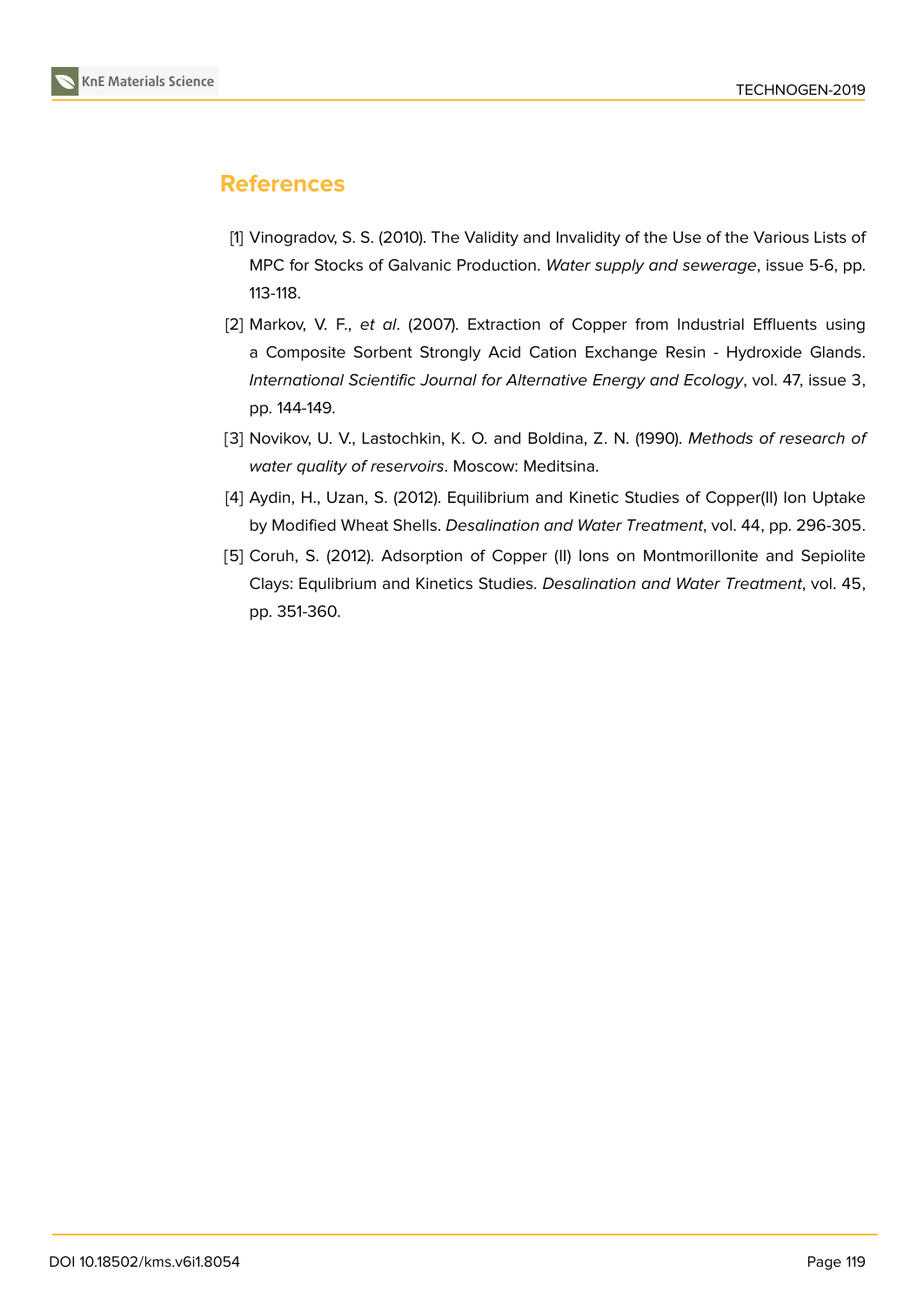## References

[1] Vinogradov, S. S. (2010). The Validity and Invalidity of the Use of the Various Lists of MPC for Stocks of Galvanic Production. *Water supply and sewerage*, issue 5-6, pp. 113-118.

[2] Markov, V. F., *et al*. (2007). Extraction of Copper from Industrial Effluents using a Composite Sorbent Strongly Acid Cation Exchange Resin - Hydroxide Glands. *International Scientific Journal for Alternative Energy and Ecology*, vol. 47, issue 3, pp. 144-149.

[3] Novikov, U. V., Lastochkin, K. O. and Boldina, Z. N. (1990). *Methods of research of water quality of reservoirs*. Moscow: Meditsina.

[4] Aydin, H., Uzan, S. (2012). Equilibrium and Kinetic Studies of Copper(II) Ion Uptake by Modified Wheat Shells. *Desalination and Water Treatment*, vol. 44, pp. 296-305.

[5] Coruh, S. (2012). Adsorption of Copper (II) Ions on Montmorillonite and Sepiolite Clays: Equlibrium and Kinetics Studies. *Desalination and Water Treatment*, vol. 45, pp. 351-360.